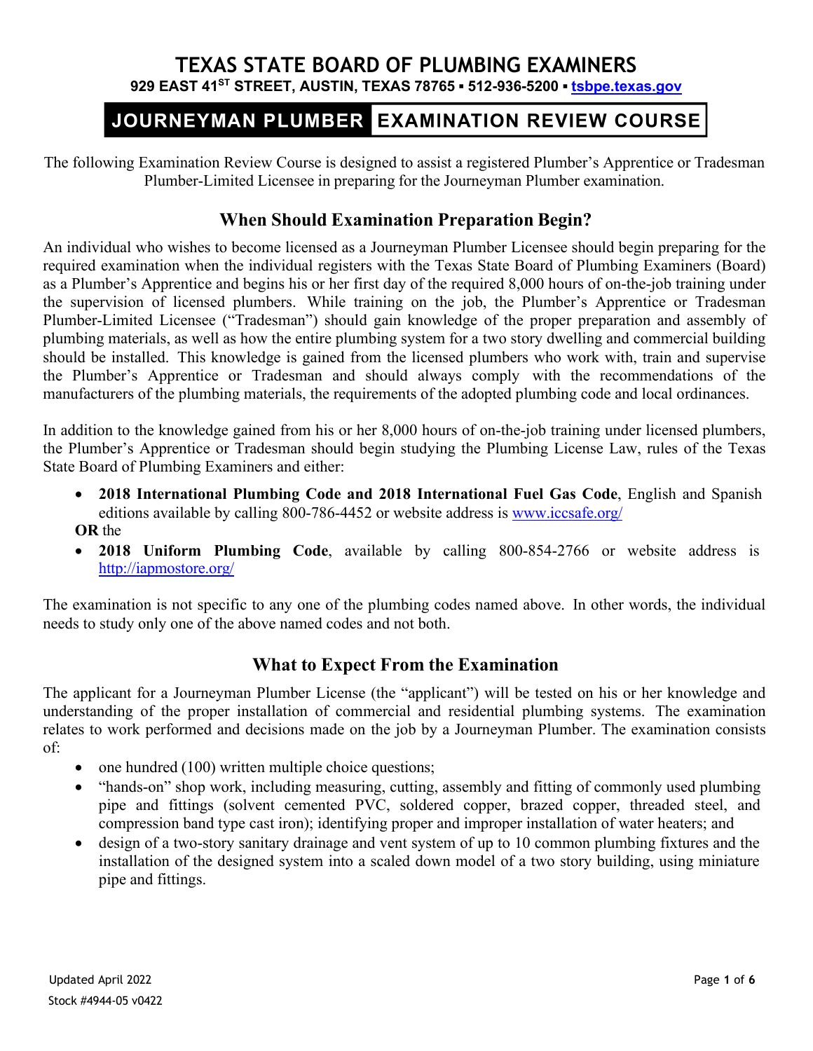# TEXAS STATE BOARD OF PLUMBING EXAMINERS

**929 EAST 41ST STREET, AUSTIN, TEXAS 78765 ▪ 512-936-5200 ▪ tsbpe.texas.gov**

## JOURNEYMAN PLUMBER EXAMINATION REVIEW COURSE

The following Examination Review Course is designed to assist a registered Plumber's Apprentice or Tradesman Plumber-Limited Licensee in preparing for the Journeyman Plumber examination.

### When Should Examination Preparation Begin?

An individual who wishes to become licensed as a Journeyman Plumber Licensee should begin preparing for the required examination when the individual registers with the Texas State Board of Plumbing Examiners (Board) as a Plumber's Apprentice and begins his or her first day of the required 8,000 hours of on-the-job training under the supervision of licensed plumbers. While training on the job, the Plumber's Apprentice or Tradesman Plumber-Limited Licensee ("Tradesman") should gain knowledge of the proper preparation and assembly of plumbing materials, as well as how the entire plumbing system for a two story dwelling and commercial building should be installed. This knowledge is gained from the licensed plumbers who work with, train and supervise the Plumber's Apprentice or Tradesman and should always comply with the recommendations of the manufacturers of the plumbing materials, the requirements of the adopted plumbing code and local ordinances.

In addition to the knowledge gained from his or her 8,000 hours of on-the-job training under licensed plumbers, the Plumber's Apprentice or Tradesman should begin studying the Plumbing License Law, rules of the Texas State Board of Plumbing Examiners and either:

- **2018 International Plumbing Code and 2018 International Fuel Gas Code**, English and Spanish editions available by calling 800-786-4452 or website address is www.iccsafe.org/

**OR** the

- **2018 Uniform Plumbing Code**, available by calling 800-854-2766 or website address is http://iapmostore.org/

The examination is not specific to any one of the plumbing codes named above. In other words, the individual needs to study only one of the above named codes and not both.

### What to Expect From the Examination

The applicant for a Journeyman Plumber License (the "applicant") will be tested on his or her knowledge and understanding of the proper installation of commercial and residential plumbing systems. The examination relates to work performed and decisions made on the job by a Journeyman Plumber. The examination consists of:

- one hundred (100) written multiple choice questions;
- "hands-on" shop work, including measuring, cutting, assembly and fitting of commonly used plumbing pipe and fittings (solvent cemented PVC, soldered copper, brazed copper, threaded steel, and compression band type cast iron); identifying proper and improper installation of water heaters; and
- design of a two-story sanitary drainage and vent system of up to 10 common plumbing fixtures and the installation of the designed system into a scaled down model of a two story building, using miniature pipe and fittings.

Updated April 2022

Stock #4944-05 v0422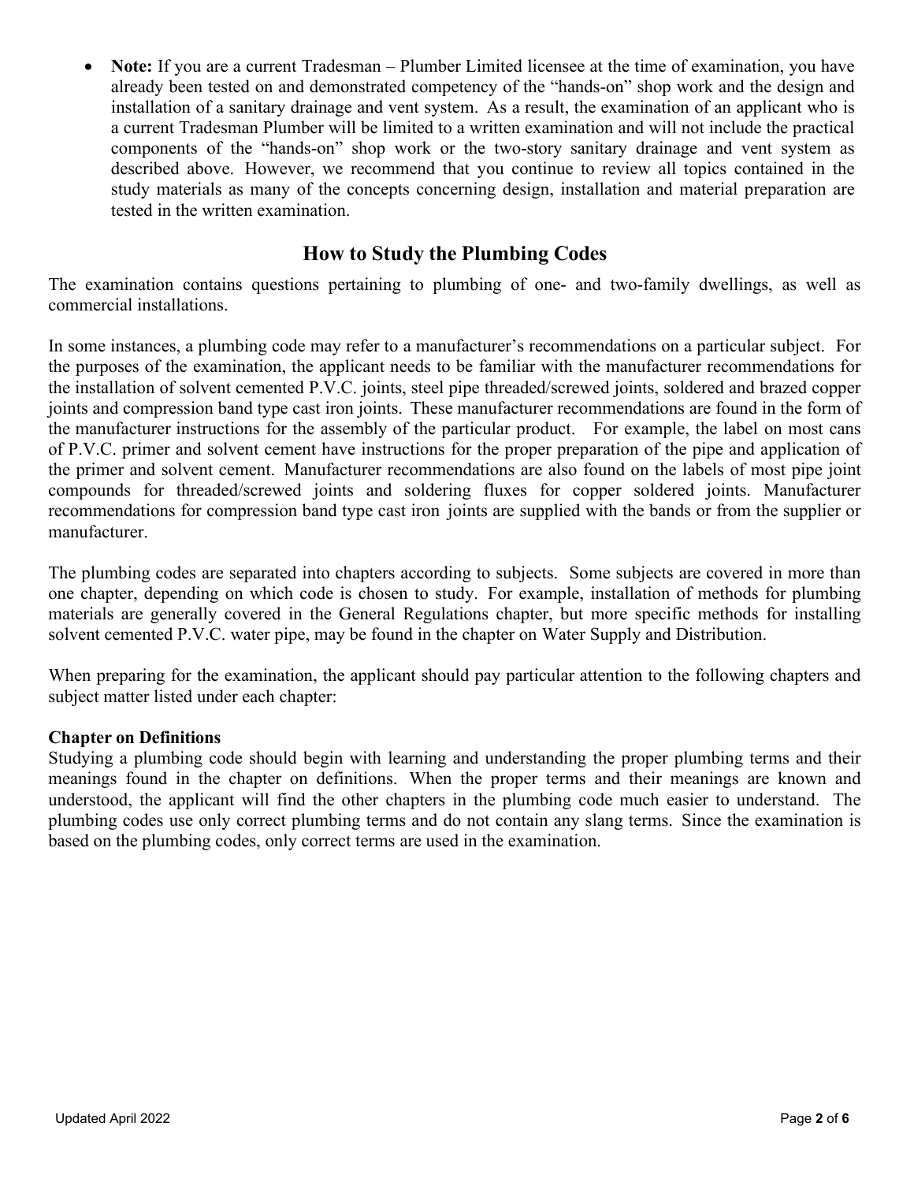- **Note:** If you are a current Tradesman – Plumber Limited licensee at the time of examination, you have already been tested on and demonstrated competency of the "hands-on" shop work and the design and installation of a sanitary drainage and vent system. As a result, the examination of an applicant who is a current Tradesman Plumber will be limited to a written examination and will not include the practical components of the "hands-on" shop work or the two-story sanitary drainage and vent system as described above. However, we recommend that you continue to review all topics contained in the study materials as many of the concepts concerning design, installation and material preparation are tested in the written examination.

## How to Study the Plumbing Codes

The examination contains questions pertaining to plumbing of one- and two-family dwellings, as well as commercial installations.

In some instances, a plumbing code may refer to a manufacturer's recommendations on a particular subject. For the purposes of the examination, the applicant needs to be familiar with the manufacturer recommendations for the installation of solvent cemented P.V.C. joints, steel pipe threaded/screwed joints, soldered and brazed copper joints and compression band type cast iron joints. These manufacturer recommendations are found in the form of the manufacturer instructions for the assembly of the particular product. For example, the label on most cans of P.V.C. primer and solvent cement have instructions for the proper preparation of the pipe and application of the primer and solvent cement. Manufacturer recommendations are also found on the labels of most pipe joint compounds for threaded/screwed joints and soldering fluxes for copper soldered joints. Manufacturer recommendations for compression band type cast iron joints are supplied with the bands or from the supplier or manufacturer.

The plumbing codes are separated into chapters according to subjects. Some subjects are covered in more than one chapter, depending on which code is chosen to study. For example, installation of methods for plumbing materials are generally covered in the General Regulations chapter, but more specific methods for installing solvent cemented P.V.C. water pipe, may be found in the chapter on Water Supply and Distribution.

When preparing for the examination, the applicant should pay particular attention to the following chapters and subject matter listed under each chapter:

**Chapter on Definitions**
Studying a plumbing code should begin with learning and understanding the proper plumbing terms and their meanings found in the chapter on definitions. When the proper terms and their meanings are known and understood, the applicant will find the other chapters in the plumbing code much easier to understand. The plumbing codes use only correct plumbing terms and do not contain any slang terms. Since the examination is based on the plumbing codes, only correct terms are used in the examination.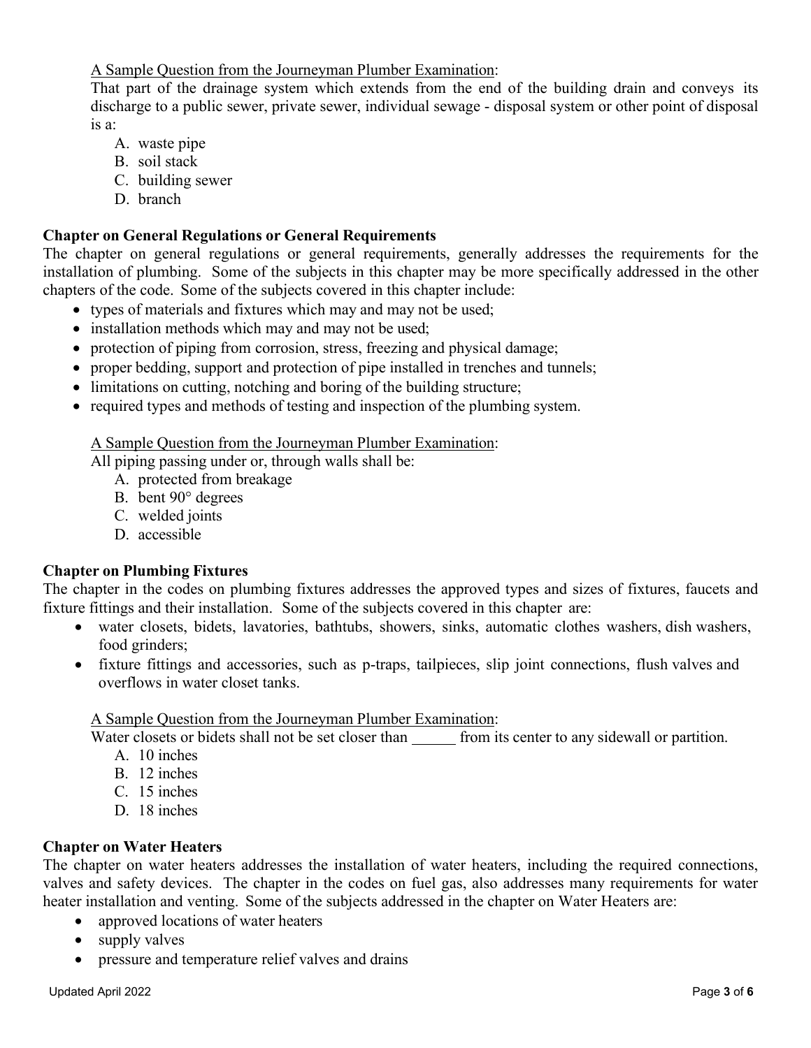<u>A Sample Question from the Journeyman Plumber Examination</u>:

That part of the drainage system which extends from the end of the building drain and conveys its discharge to a public sewer, private sewer, individual sewage - disposal system or other point of disposal is a:

A. waste pipe
B. soil stack
C. building sewer
D. branch

**Chapter on General Regulations or General Requirements**

The chapter on general regulations or general requirements, generally addresses the requirements for the installation of plumbing. Some of the subjects in this chapter may be more specifically addressed in the other chapters of the code. Some of the subjects covered in this chapter include:

- types of materials and fixtures which may and may not be used;
- installation methods which may and may not be used;
- protection of piping from corrosion, stress, freezing and physical damage;
- proper bedding, support and protection of pipe installed in trenches and tunnels;
- limitations on cutting, notching and boring of the building structure;
- required types and methods of testing and inspection of the plumbing system.

<u>A Sample Question from the Journeyman Plumber Examination</u>:

All piping passing under or, through walls shall be:

A. protected from breakage
B. bent 90° degrees
C. welded joints
D. accessible

**Chapter on Plumbing Fixtures**

The chapter in the codes on plumbing fixtures addresses the approved types and sizes of fixtures, faucets and fixture fittings and their installation. Some of the subjects covered in this chapter are:

- water closets, bidets, lavatories, bathtubs, showers, sinks, automatic clothes washers, dish washers, food grinders;
- fixture fittings and accessories, such as p-traps, tailpieces, slip joint connections, flush valves and overflows in water closet tanks.

<u>A Sample Question from the Journeyman Plumber Examination</u>:

Water closets or bidets shall not be set closer than ______ from its center to any sidewall or partition.

A. 10 inches
B. 12 inches
C. 15 inches
D. 18 inches

**Chapter on Water Heaters**

The chapter on water heaters addresses the installation of water heaters, including the required connections, valves and safety devices. The chapter in the codes on fuel gas, also addresses many requirements for water heater installation and venting. Some of the subjects addressed in the chapter on Water Heaters are:

- approved locations of water heaters
- supply valves
- pressure and temperature relief valves and drains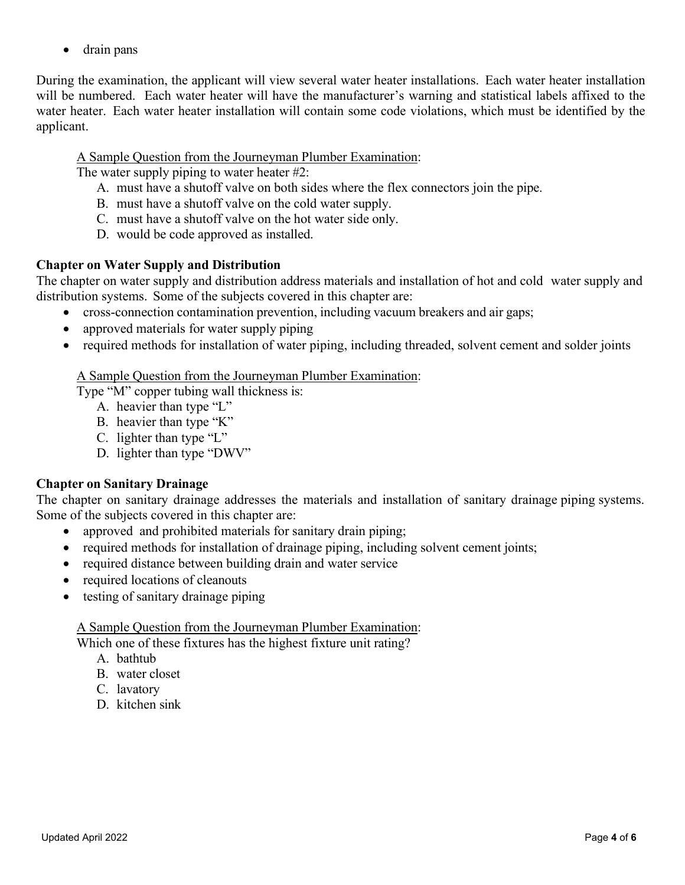- drain pans

During the examination, the applicant will view several water heater installations. Each water heater installation will be numbered. Each water heater will have the manufacturer's warning and statistical labels affixed to the water heater. Each water heater installation will contain some code violations, which must be identified by the applicant.

<u>A Sample Question from the Journeyman Plumber Examination</u>:

The water supply piping to water heater #2:

A. must have a shutoff valve on both sides where the flex connectors join the pipe.
B. must have a shutoff valve on the cold water supply.
C. must have a shutoff valve on the hot water side only.
D. would be code approved as installed.

**Chapter on Water Supply and Distribution**

The chapter on water supply and distribution address materials and installation of hot and cold water supply and distribution systems. Some of the subjects covered in this chapter are:

- cross-connection contamination prevention, including vacuum breakers and air gaps;
- approved materials for water supply piping
- required methods for installation of water piping, including threaded, solvent cement and solder joints

<u>A Sample Question from the Journeyman Plumber Examination</u>:

Type "M" copper tubing wall thickness is:

A. heavier than type "L"
B. heavier than type "K"
C. lighter than type "L"
D. lighter than type "DWV"

**Chapter on Sanitary Drainage**

The chapter on sanitary drainage addresses the materials and installation of sanitary drainage piping systems. Some of the subjects covered in this chapter are:

- approved and prohibited materials for sanitary drain piping;
- required methods for installation of drainage piping, including solvent cement joints;
- required distance between building drain and water service
- required locations of cleanouts
- testing of sanitary drainage piping

<u>A Sample Question from the Journeyman Plumber Examination</u>:

Which one of these fixtures has the highest fixture unit rating?

A. bathtub
B. water closet
C. lavatory
D. kitchen sink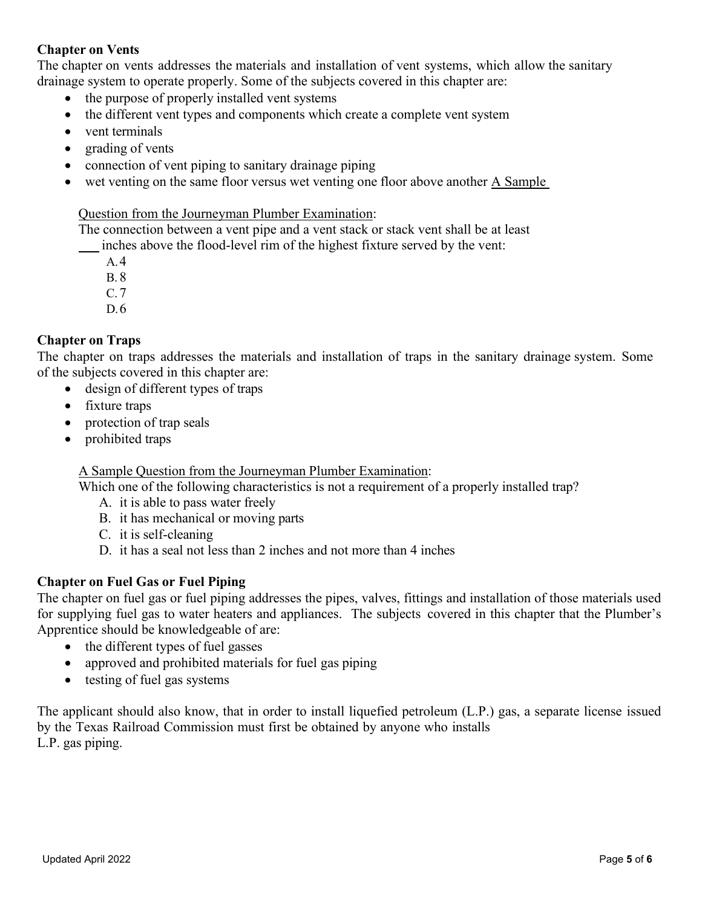**Chapter on Vents**

The chapter on vents addresses the materials and installation of vent systems, which allow the sanitary drainage system to operate properly. Some of the subjects covered in this chapter are:

- the purpose of properly installed vent systems
- the different vent types and components which create a complete vent system
- vent terminals
- grading of vents
- connection of vent piping to sanitary drainage piping
- wet venting on the same floor versus wet venting one floor above another

<u>A Sample Question from the Journeyman Plumber Examination</u>:

The connection between a vent pipe and a vent stack or stack vent shall be at least ___ inches above the flood-level rim of the highest fixture served by the vent:

A. 4
B. 8
C. 7
D. 6

**Chapter on Traps**

The chapter on traps addresses the materials and installation of traps in the sanitary drainage system. Some of the subjects covered in this chapter are:

- design of different types of traps
- fixture traps
- protection of trap seals
- prohibited traps

<u>A Sample Question from the Journeyman Plumber Examination</u>:

Which one of the following characteristics is not a requirement of a properly installed trap?

A. it is able to pass water freely
B. it has mechanical or moving parts
C. it is self-cleaning
D. it has a seal not less than 2 inches and not more than 4 inches

**Chapter on Fuel Gas or Fuel Piping**

The chapter on fuel gas or fuel piping addresses the pipes, valves, fittings and installation of those materials used for supplying fuel gas to water heaters and appliances. The subjects covered in this chapter that the Plumber's Apprentice should be knowledgeable of are:

- the different types of fuel gasses
- approved and prohibited materials for fuel gas piping
- testing of fuel gas systems

The applicant should also know, that in order to install liquefied petroleum (L.P.) gas, a separate license issued by the Texas Railroad Commission must first be obtained by anyone who installs L.P. gas piping.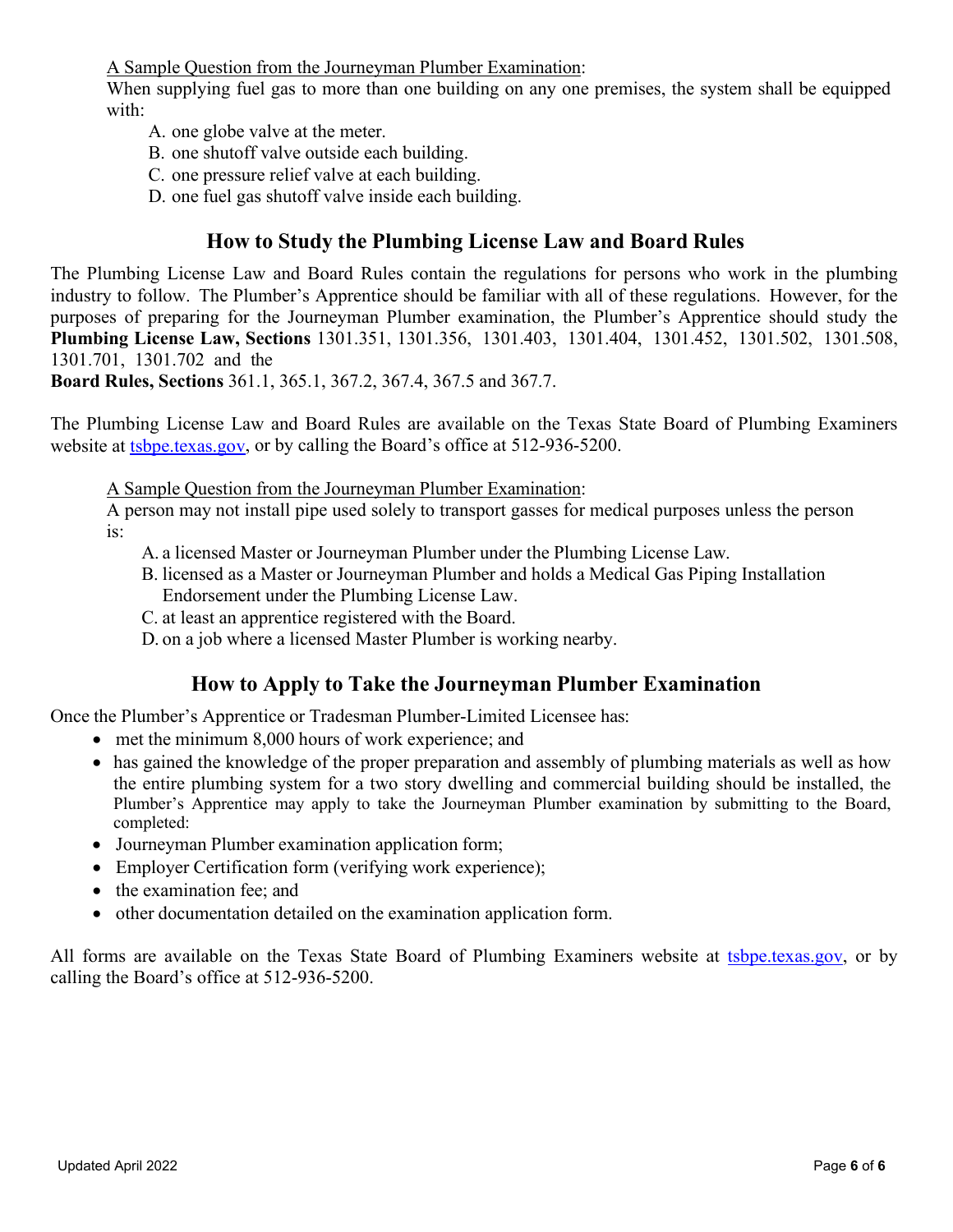A Sample Question from the Journeyman Plumber Examination:

When supplying fuel gas to more than one building on any one premises, the system shall be equipped with:

A. one globe valve at the meter.
B. one shutoff valve outside each building.
C. one pressure relief valve at each building.
D. one fuel gas shutoff valve inside each building.

## How to Study the Plumbing License Law and Board Rules

The Plumbing License Law and Board Rules contain the regulations for persons who work in the plumbing industry to follow. The Plumber's Apprentice should be familiar with all of these regulations. However, for the purposes of preparing for the Journeyman Plumber examination, the Plumber's Apprentice should study the **Plumbing License Law, Sections** 1301.351, 1301.356, 1301.403, 1301.404, 1301.452, 1301.502, 1301.508, 1301.701, 1301.702 and the
**Board Rules, Sections** 361.1, 365.1, 367.2, 367.4, 367.5 and 367.7.

The Plumbing License Law and Board Rules are available on the Texas State Board of Plumbing Examiners website at tsbpe.texas.gov, or by calling the Board's office at 512-936-5200.

A Sample Question from the Journeyman Plumber Examination:

A person may not install pipe used solely to transport gasses for medical purposes unless the person is:

A. a licensed Master or Journeyman Plumber under the Plumbing License Law.
B. licensed as a Master or Journeyman Plumber and holds a Medical Gas Piping Installation Endorsement under the Plumbing License Law.
C. at least an apprentice registered with the Board.
D. on a job where a licensed Master Plumber is working nearby.

## How to Apply to Take the Journeyman Plumber Examination

Once the Plumber's Apprentice or Tradesman Plumber-Limited Licensee has:

- met the minimum 8,000 hours of work experience; and
- has gained the knowledge of the proper preparation and assembly of plumbing materials as well as how the entire plumbing system for a two story dwelling and commercial building should be installed, the Plumber's Apprentice may apply to take the Journeyman Plumber examination by submitting to the Board, completed:
- Journeyman Plumber examination application form;
- Employer Certification form (verifying work experience);
- the examination fee; and
- other documentation detailed on the examination application form.

All forms are available on the Texas State Board of Plumbing Examiners website at tsbpe.texas.gov, or by calling the Board's office at 512-936-5200.

Updated April 2022